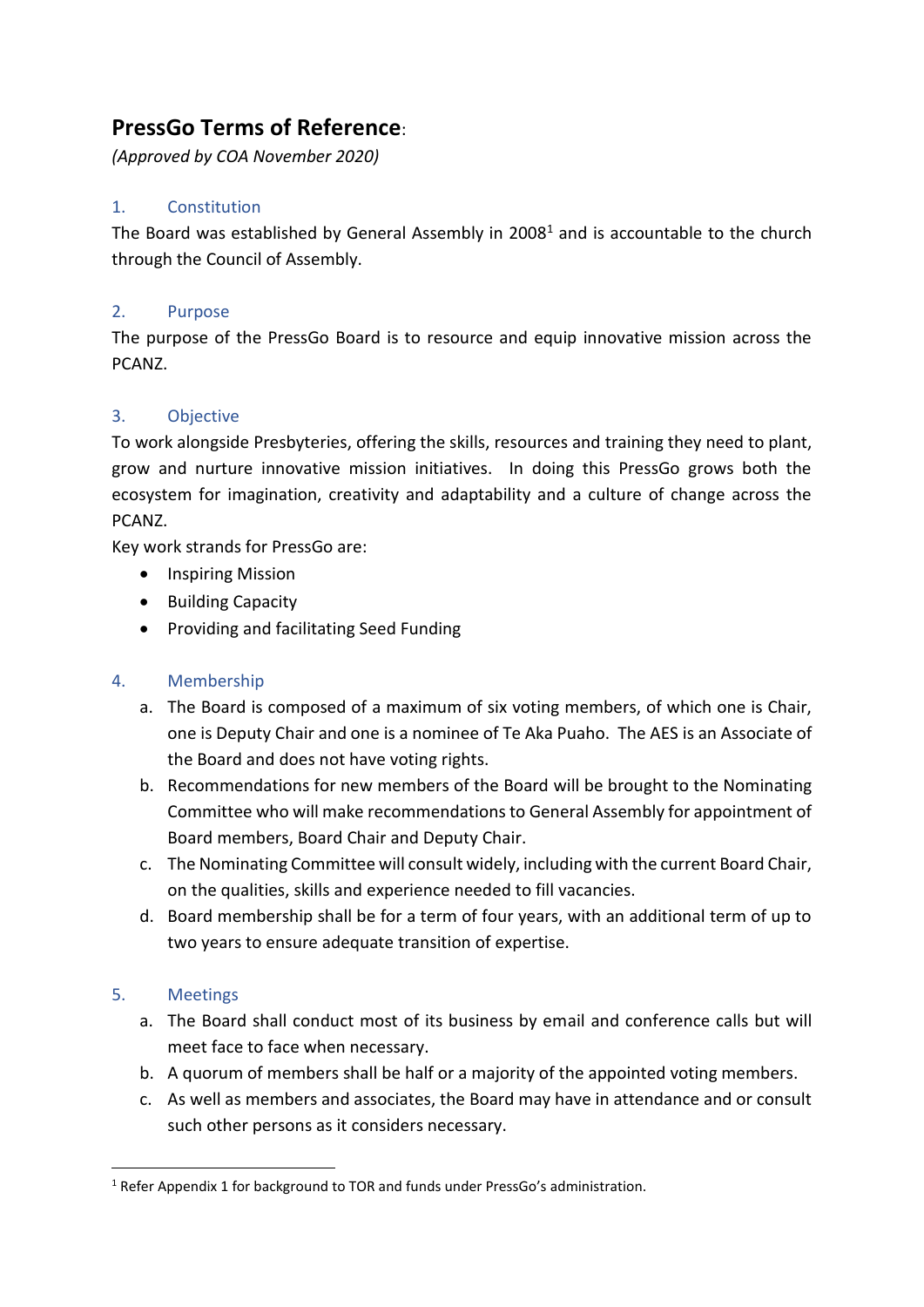# PressGo Terms of Reference:

*(Approved by COA November 2020)*

## 1. Constitution

The Board was established by General Assembly in 2008[1] and is accountable to the church through the Council of Assembly.

## 2. Purpose

The purpose of the PressGo Board is to resource and equip innovative mission across the PCANZ.

## 3. Objective

To work alongside Presbyteries, offering the skills, resources and training they need to plant, grow and nurture innovative mission initiatives. In doing this PressGo grows both the ecosystem for imagination, creativity and adaptability and a culture of change across the PCANZ.

Key work strands for PressGo are:

- Inspiring Mission
- Building Capacity
- Providing and facilitating Seed Funding

## 4. Membership

a. The Board is composed of a maximum of six voting members, of which one is Chair, one is Deputy Chair and one is a nominee of Te Aka Puaho. The AES is an Associate of the Board and does not have voting rights.

b. Recommendations for new members of the Board will be brought to the Nominating Committee who will make recommendations to General Assembly for appointment of Board members, Board Chair and Deputy Chair.

c. The Nominating Committee will consult widely, including with the current Board Chair, on the qualities, skills and experience needed to fill vacancies.

d. Board membership shall be for a term of four years, with an additional term of up to two years to ensure adequate transition of expertise.

## 5. Meetings

a. The Board shall conduct most of its business by email and conference calls but will meet face to face when necessary.

b. A quorum of members shall be half or a majority of the appointed voting members.

c. As well as members and associates, the Board may have in attendance and or consult such other persons as it considers necessary.

---

[1] Refer Appendix 1 for background to TOR and funds under PressGo's administration.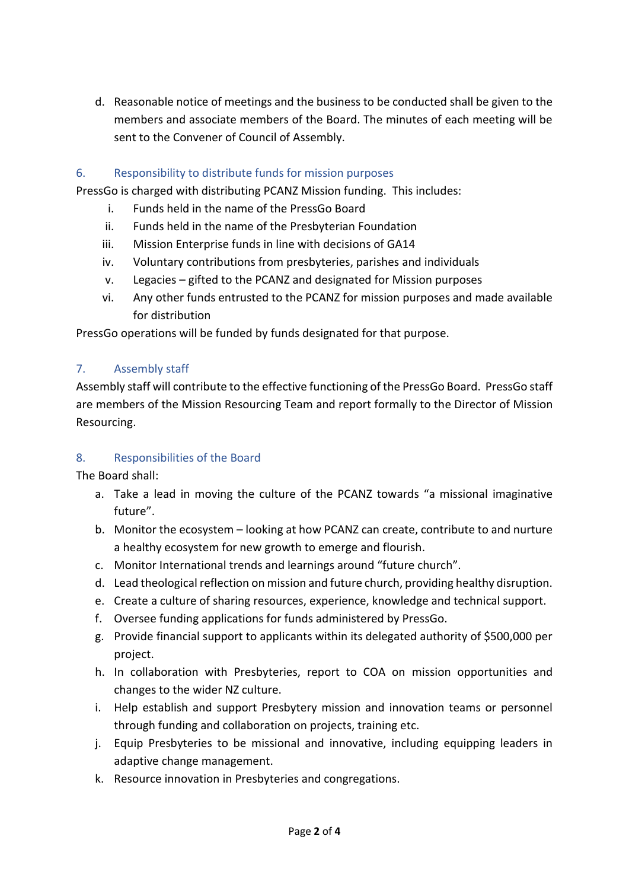d. Reasonable notice of meetings and the business to be conducted shall be given to the members and associate members of the Board. The minutes of each meeting will be sent to the Convener of Council of Assembly.

## 6. Responsibility to distribute funds for mission purposes

PressGo is charged with distributing PCANZ Mission funding. This includes:

i. Funds held in the name of the PressGo Board
ii. Funds held in the name of the Presbyterian Foundation
iii. Mission Enterprise funds in line with decisions of GA14
iv. Voluntary contributions from presbyteries, parishes and individuals
v. Legacies – gifted to the PCANZ and designated for Mission purposes
vi. Any other funds entrusted to the PCANZ for mission purposes and made available for distribution

PressGo operations will be funded by funds designated for that purpose.

## 7. Assembly staff

Assembly staff will contribute to the effective functioning of the PressGo Board. PressGo staff are members of the Mission Resourcing Team and report formally to the Director of Mission Resourcing.

## 8. Responsibilities of the Board

The Board shall:

a. Take a lead in moving the culture of the PCANZ towards "a missional imaginative future".
b. Monitor the ecosystem – looking at how PCANZ can create, contribute to and nurture a healthy ecosystem for new growth to emerge and flourish.
c. Monitor International trends and learnings around "future church".
d. Lead theological reflection on mission and future church, providing healthy disruption.
e. Create a culture of sharing resources, experience, knowledge and technical support.
f. Oversee funding applications for funds administered by PressGo.
g. Provide financial support to applicants within its delegated authority of $500,000 per project.
h. In collaboration with Presbyteries, report to COA on mission opportunities and changes to the wider NZ culture.
i. Help establish and support Presbytery mission and innovation teams or personnel through funding and collaboration on projects, training etc.
j. Equip Presbyteries to be missional and innovative, including equipping leaders in adaptive change management.
k. Resource innovation in Presbyteries and congregations.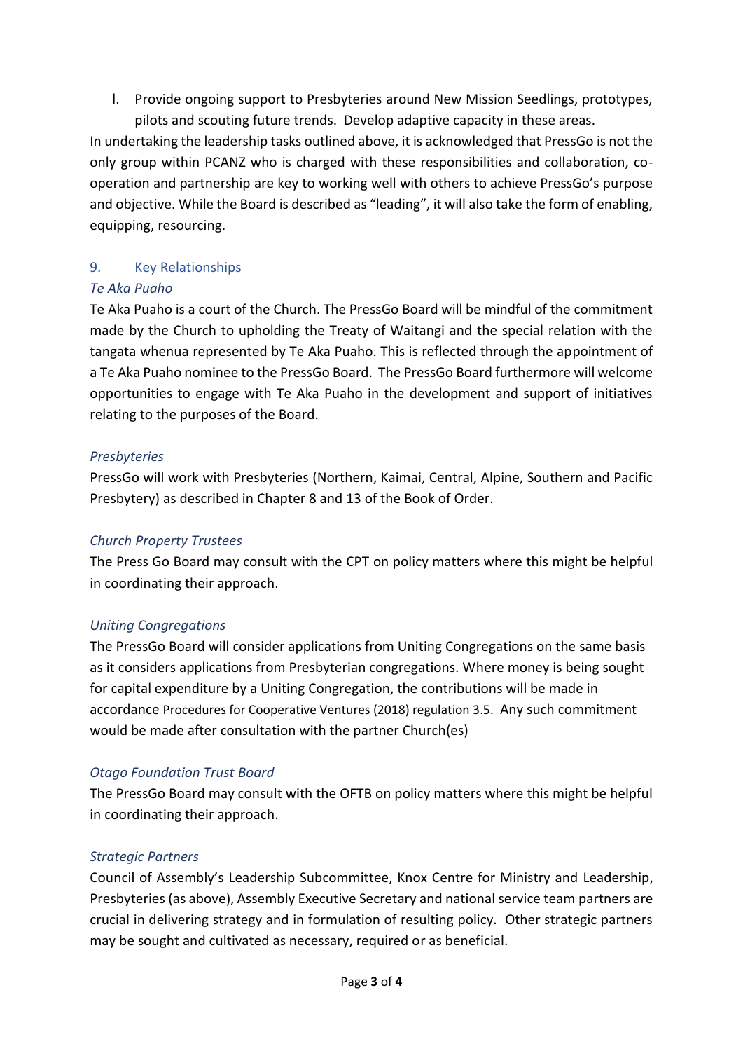l. Provide ongoing support to Presbyteries around New Mission Seedlings, prototypes, pilots and scouting future trends. Develop adaptive capacity in these areas.

In undertaking the leadership tasks outlined above, it is acknowledged that PressGo is not the only group within PCANZ who is charged with these responsibilities and collaboration, co-operation and partnership are key to working well with others to achieve PressGo's purpose and objective. While the Board is described as "leading", it will also take the form of enabling, equipping, resourcing.

## 9. Key Relationships

*Te Aka Puaho*

Te Aka Puaho is a court of the Church. The PressGo Board will be mindful of the commitment made by the Church to upholding the Treaty of Waitangi and the special relation with the tangata whenua represented by Te Aka Puaho. This is reflected through the appointment of a Te Aka Puaho nominee to the PressGo Board. The PressGo Board furthermore will welcome opportunities to engage with Te Aka Puaho in the development and support of initiatives relating to the purposes of the Board.

*Presbyteries*

PressGo will work with Presbyteries (Northern, Kaimai, Central, Alpine, Southern and Pacific Presbytery) as described in Chapter 8 and 13 of the Book of Order.

*Church Property Trustees*

The Press Go Board may consult with the CPT on policy matters where this might be helpful in coordinating their approach.

*Uniting Congregations*

The PressGo Board will consider applications from Uniting Congregations on the same basis as it considers applications from Presbyterian congregations. Where money is being sought for capital expenditure by a Uniting Congregation, the contributions will be made in accordance Procedures for Cooperative Ventures (2018) regulation 3.5. Any such commitment would be made after consultation with the partner Church(es)

*Otago Foundation Trust Board*

The PressGo Board may consult with the OFTB on policy matters where this might be helpful in coordinating their approach.

*Strategic Partners*

Council of Assembly's Leadership Subcommittee, Knox Centre for Ministry and Leadership, Presbyteries (as above), Assembly Executive Secretary and national service team partners are crucial in delivering strategy and in formulation of resulting policy. Other strategic partners may be sought and cultivated as necessary, required or as beneficial.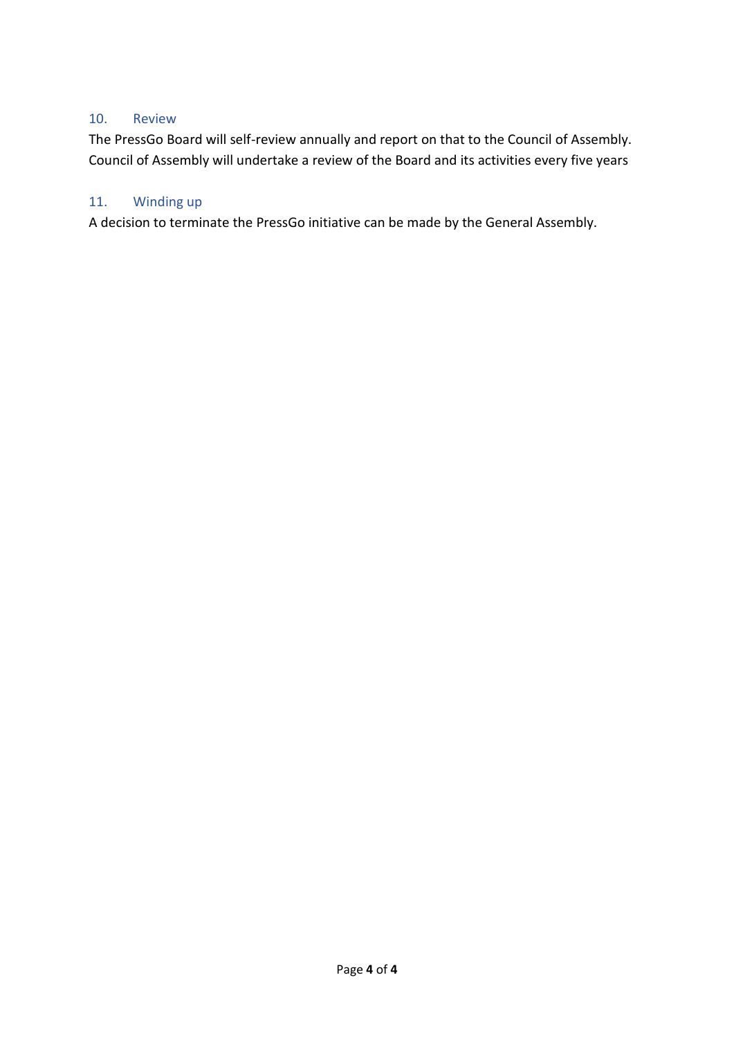## 10. Review

The PressGo Board will self-review annually and report on that to the Council of Assembly. Council of Assembly will undertake a review of the Board and its activities every five years

## 11. Winding up

A decision to terminate the PressGo initiative can be made by the General Assembly.